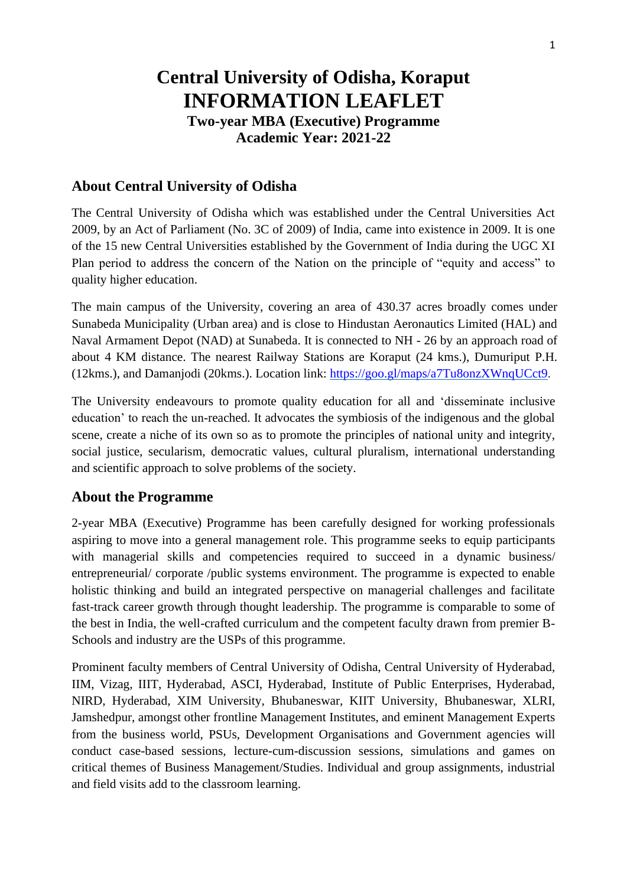# Central University of Odisha, Koraput

# INFORMATION LEAFLET

### Two-year MBA (Executive) Programme

### Academic Year: 2021-22

## About Central University of Odisha

The Central University of Odisha which was established under the Central Universities Act 2009, by an Act of Parliament (No. 3C of 2009) of India, came into existence in 2009. It is one of the 15 new Central Universities established by the Government of India during the UGC XI Plan period to address the concern of the Nation on the principle of "equity and access" to quality higher education.

The main campus of the University, covering an area of 430.37 acres broadly comes under Sunabeda Municipality (Urban area) and is close to Hindustan Aeronautics Limited (HAL) and Naval Armament Depot (NAD) at Sunabeda. It is connected to NH - 26 by an approach road of about 4 KM distance. The nearest Railway Stations are Koraput (24 kms.), Dumuriput P.H. (12kms.), and Damanjodi (20kms.). Location link: https://goo.gl/maps/a7Tu8onzXWnqUCct9.

The University endeavours to promote quality education for all and 'disseminate inclusive education' to reach the un-reached. It advocates the symbiosis of the indigenous and the global scene, create a niche of its own so as to promote the principles of national unity and integrity, social justice, secularism, democratic values, cultural pluralism, international understanding and scientific approach to solve problems of the society.

## About the Programme

2-year MBA (Executive) Programme has been carefully designed for working professionals aspiring to move into a general management role. This programme seeks to equip participants with managerial skills and competencies required to succeed in a dynamic business/ entrepreneurial/ corporate /public systems environment. The programme is expected to enable holistic thinking and build an integrated perspective on managerial challenges and facilitate fast-track career growth through thought leadership. The programme is comparable to some of the best in India, the well-crafted curriculum and the competent faculty drawn from premier B-Schools and industry are the USPs of this programme.

Prominent faculty members of Central University of Odisha, Central University of Hyderabad, IIM, Vizag, IIIT, Hyderabad, ASCI, Hyderabad, Institute of Public Enterprises, Hyderabad, NIRD, Hyderabad, XIM University, Bhubaneswar, KIIT University, Bhubaneswar, XLRI, Jamshedpur, amongst other frontline Management Institutes, and eminent Management Experts from the business world, PSUs, Development Organisations and Government agencies will conduct case-based sessions, lecture-cum-discussion sessions, simulations and games on critical themes of Business Management/Studies. Individual and group assignments, industrial and field visits add to the classroom learning.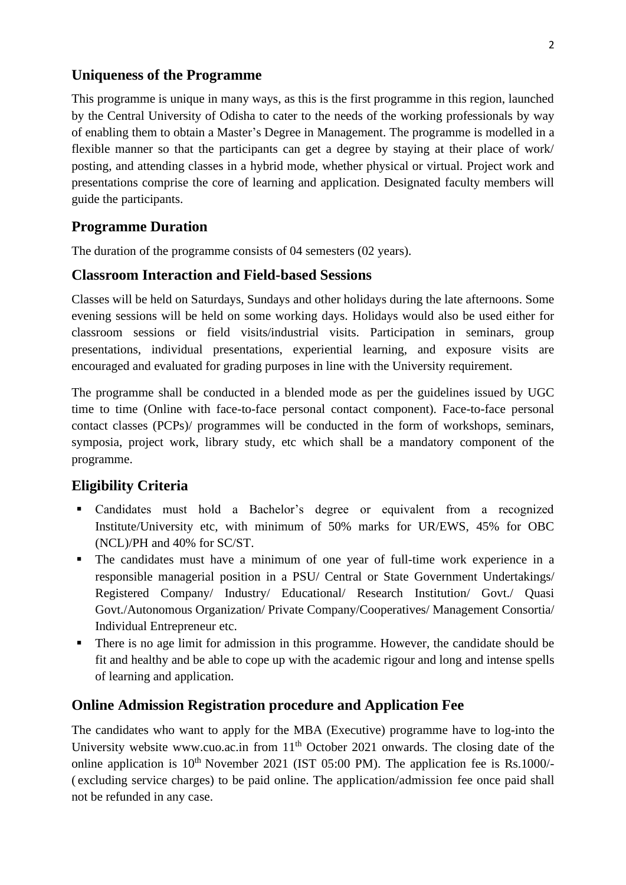## Uniqueness of the Programme

This programme is unique in many ways, as this is the first programme in this region, launched by the Central University of Odisha to cater to the needs of the working professionals by way of enabling them to obtain a Master's Degree in Management. The programme is modelled in a flexible manner so that the participants can get a degree by staying at their place of work/ posting, and attending classes in a hybrid mode, whether physical or virtual. Project work and presentations comprise the core of learning and application. Designated faculty members will guide the participants.

## Programme Duration

The duration of the programme consists of 04 semesters (02 years).

## Classroom Interaction and Field-based Sessions

Classes will be held on Saturdays, Sundays and other holidays during the late afternoons. Some evening sessions will be held on some working days. Holidays would also be used either for classroom sessions or field visits/industrial visits. Participation in seminars, group presentations, individual presentations, experiential learning, and exposure visits are encouraged and evaluated for grading purposes in line with the University requirement.

The programme shall be conducted in a blended mode as per the guidelines issued by UGC time to time (Online with face-to-face personal contact component). Face-to-face personal contact classes (PCPs)/ programmes will be conducted in the form of workshops, seminars, symposia, project work, library study, etc which shall be a mandatory component of the programme.

## Eligibility Criteria

- Candidates must hold a Bachelor's degree or equivalent from a recognized Institute/University etc, with minimum of 50% marks for UR/EWS, 45% for OBC (NCL)/PH and 40% for SC/ST.
- The candidates must have a minimum of one year of full-time work experience in a responsible managerial position in a PSU/ Central or State Government Undertakings/ Registered Company/ Industry/ Educational/ Research Institution/ Govt./ Quasi Govt./Autonomous Organization/ Private Company/Cooperatives/ Management Consortia/ Individual Entrepreneur etc.
- There is no age limit for admission in this programme. However, the candidate should be fit and healthy and be able to cope up with the academic rigour and long and intense spells of learning and application.

## Online Admission Registration procedure and Application Fee

The candidates who want to apply for the MBA (Executive) programme have to log-into the University website www.cuo.ac.in from 11th October 2021 onwards. The closing date of the online application is 10th November 2021 (IST 05:00 PM). The application fee is Rs.1000/- ( excluding service charges) to be paid online. The application/admission fee once paid shall not be refunded in any case.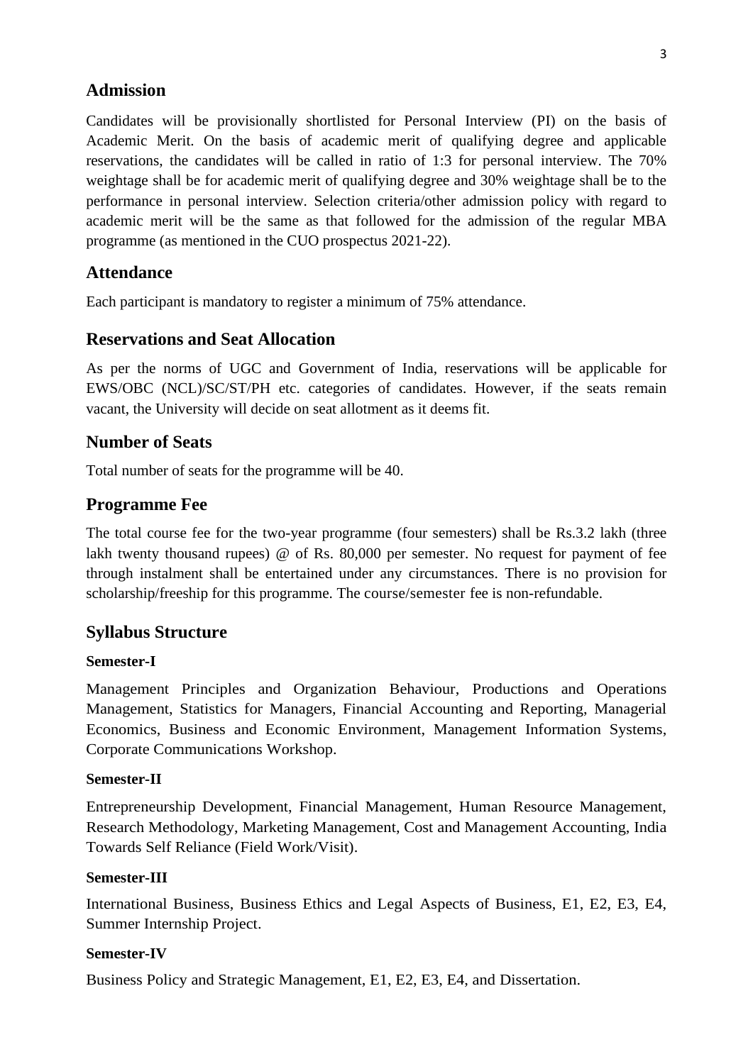## Admission

Candidates will be provisionally shortlisted for Personal Interview (PI) on the basis of Academic Merit. On the basis of academic merit of qualifying degree and applicable reservations, the candidates will be called in ratio of 1:3 for personal interview. The 70% weightage shall be for academic merit of qualifying degree and 30% weightage shall be to the performance in personal interview. Selection criteria/other admission policy with regard to academic merit will be the same as that followed for the admission of the regular MBA programme (as mentioned in the CUO prospectus 2021-22).

## Attendance

Each participant is mandatory to register a minimum of 75% attendance.

## Reservations and Seat Allocation

As per the norms of UGC and Government of India, reservations will be applicable for EWS/OBC (NCL)/SC/ST/PH etc. categories of candidates. However, if the seats remain vacant, the University will decide on seat allotment as it deems fit.

## Number of Seats

Total number of seats for the programme will be 40.

## Programme Fee

The total course fee for the two-year programme (four semesters) shall be Rs.3.2 lakh (three lakh twenty thousand rupees) @ of Rs. 80,000 per semester. No request for payment of fee through instalment shall be entertained under any circumstances. There is no provision for scholarship/freeship for this programme. The course/semester fee is non-refundable.

## Syllabus Structure

**Semester-I**

Management Principles and Organization Behaviour, Productions and Operations Management, Statistics for Managers, Financial Accounting and Reporting, Managerial Economics, Business and Economic Environment, Management Information Systems, Corporate Communications Workshop.

**Semester-II**

Entrepreneurship Development, Financial Management, Human Resource Management, Research Methodology, Marketing Management, Cost and Management Accounting, India Towards Self Reliance (Field Work/Visit).

**Semester-III**

International Business, Business Ethics and Legal Aspects of Business, E1, E2, E3, E4, Summer Internship Project.

**Semester-IV**

Business Policy and Strategic Management, E1, E2, E3, E4, and Dissertation.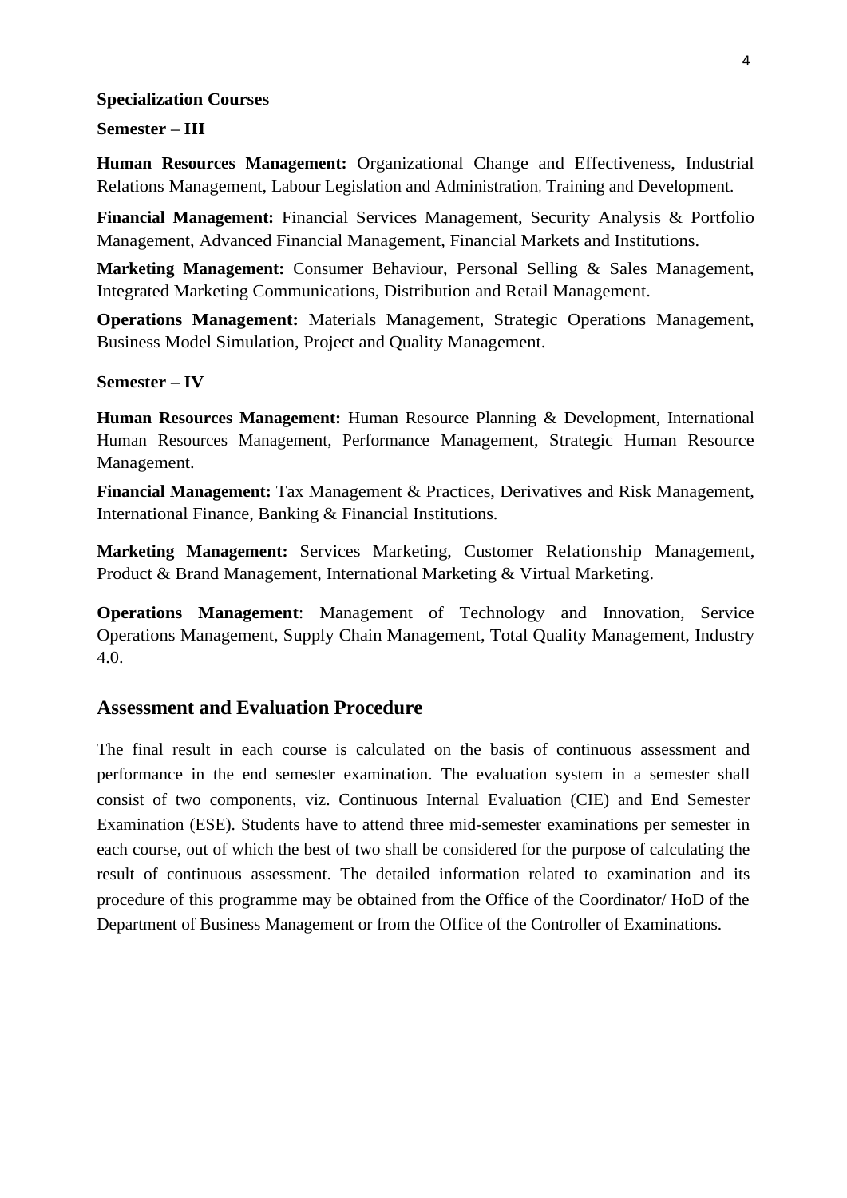**Specialization Courses**

**Semester – III**

**Human Resources Management:** Organizational Change and Effectiveness, Industrial Relations Management, Labour Legislation and Administration, Training and Development.

**Financial Management:** Financial Services Management, Security Analysis & Portfolio Management, Advanced Financial Management, Financial Markets and Institutions.

**Marketing Management:** Consumer Behaviour, Personal Selling & Sales Management, Integrated Marketing Communications, Distribution and Retail Management.

**Operations Management:** Materials Management, Strategic Operations Management, Business Model Simulation, Project and Quality Management.

**Semester – IV**

**Human Resources Management:** Human Resource Planning & Development, International Human Resources Management, Performance Management, Strategic Human Resource Management.

**Financial Management:** Tax Management & Practices, Derivatives and Risk Management, International Finance, Banking & Financial Institutions.

**Marketing Management:** Services Marketing, Customer Relationship Management, Product & Brand Management, International Marketing & Virtual Marketing.

**Operations Management**: Management of Technology and Innovation, Service Operations Management, Supply Chain Management, Total Quality Management, Industry 4.0.

## Assessment and Evaluation Procedure

The final result in each course is calculated on the basis of continuous assessment and performance in the end semester examination. The evaluation system in a semester shall consist of two components, viz. Continuous Internal Evaluation (CIE) and End Semester Examination (ESE). Students have to attend three mid-semester examinations per semester in each course, out of which the best of two shall be considered for the purpose of calculating the result of continuous assessment. The detailed information related to examination and its procedure of this programme may be obtained from the Office of the Coordinator/ HoD of the Department of Business Management or from the Office of the Controller of Examinations.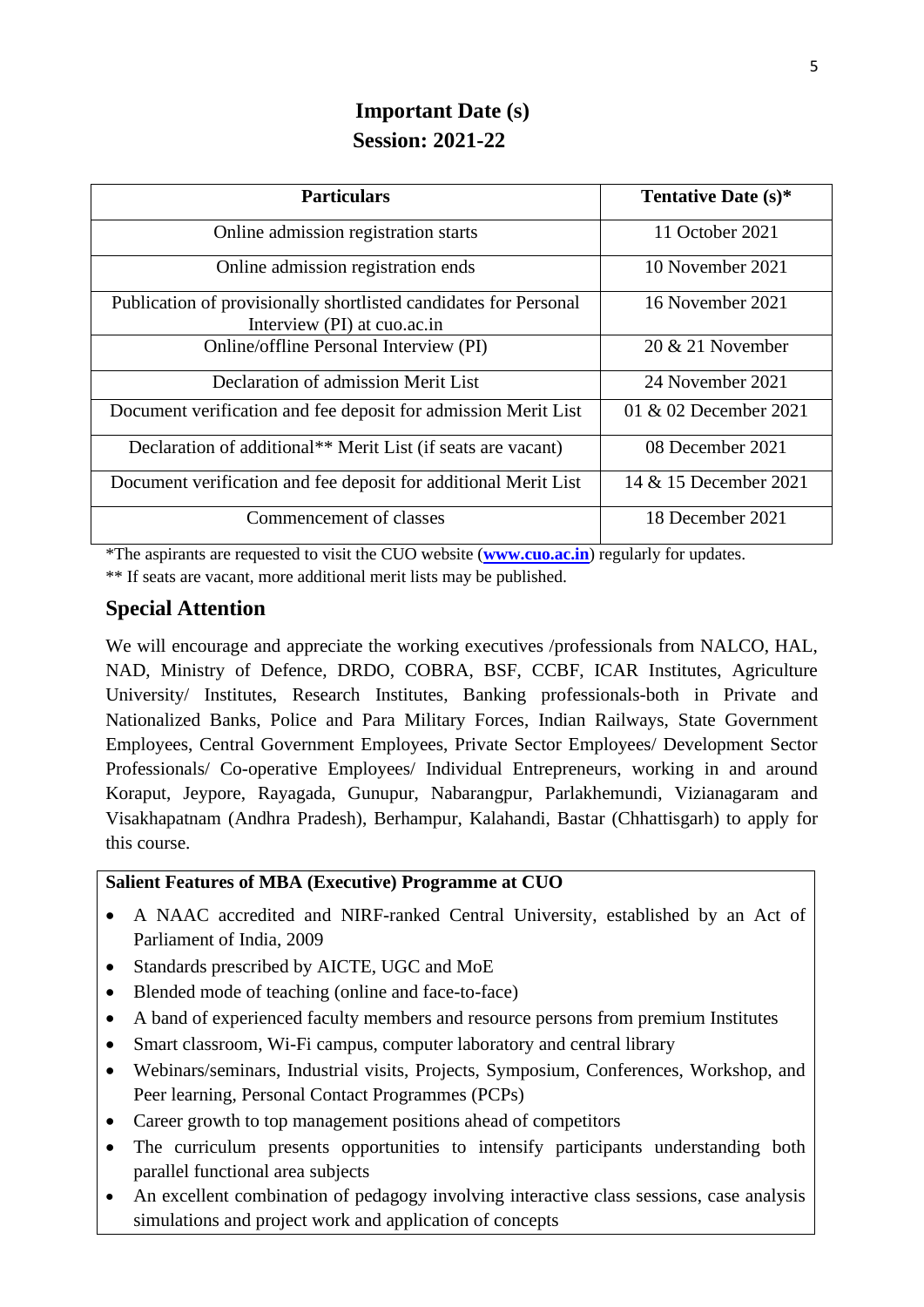## Important Date (s)
## Session: 2021-22

| Particulars | Tentative Date (s)* |
|---|---|
| Online admission registration starts | 11 October 2021 |
| Online admission registration ends | 10 November 2021 |
| Publication of provisionally shortlisted candidates for Personal Interview (PI) at cuo.ac.in | 16 November 2021 |
| Online/offline Personal Interview (PI) | 20 & 21 November |
| Declaration of admission Merit List | 24 November 2021 |
| Document verification and fee deposit for admission Merit List | 01 & 02 December 2021 |
| Declaration of additional** Merit List (if seats are vacant) | 08 December 2021 |
| Document verification and fee deposit for additional Merit List | 14 & 15 December 2021 |
| Commencement of classes | 18 December 2021 |

*The aspirants are requested to visit the CUO website (**www.cuo.ac.in**) regularly for updates.

** If seats are vacant, more additional merit lists may be published.

## Special Attention

We will encourage and appreciate the working executives /professionals from NALCO, HAL, NAD, Ministry of Defence, DRDO, COBRA, BSF, CCBF, ICAR Institutes, Agriculture University/ Institutes, Research Institutes, Banking professionals-both in Private and Nationalized Banks, Police and Para Military Forces, Indian Railways, State Government Employees, Central Government Employees, Private Sector Employees/ Development Sector Professionals/ Co-operative Employees/ Individual Entrepreneurs, working in and around Koraput, Jeypore, Rayagada, Gunupur, Nabarangpur, Parlakhemundi, Vizianagaram and Visakhapatnam (Andhra Pradesh), Berhampur, Kalahandi, Bastar (Chhattisgarh) to apply for this course.

**Salient Features of MBA (Executive) Programme at CUO**

- A NAAC accredited and NIRF-ranked Central University, established by an Act of Parliament of India, 2009
- Standards prescribed by AICTE, UGC and MoE
- Blended mode of teaching (online and face-to-face)
- A band of experienced faculty members and resource persons from premium Institutes
- Smart classroom, Wi-Fi campus, computer laboratory and central library
- Webinars/seminars, Industrial visits, Projects, Symposium, Conferences, Workshop, and Peer learning, Personal Contact Programmes (PCPs)
- Career growth to top management positions ahead of competitors
- The curriculum presents opportunities to intensify participants understanding both parallel functional area subjects
- An excellent combination of pedagogy involving interactive class sessions, case analysis simulations and project work and application of concepts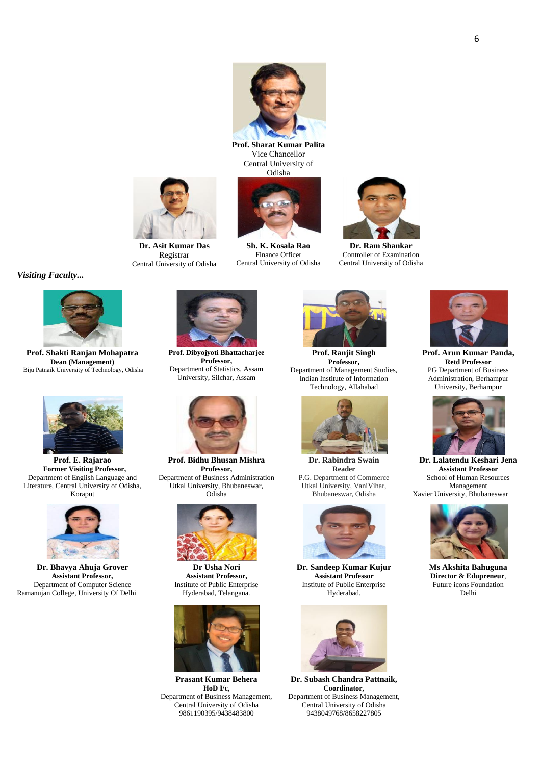**Prof. Sharat Kumar Palita**
Vice Chancellor
Central University of Odisha

**Dr. Asit Kumar Das**
Registrar
Central University of Odisha

**Sh. K. Kosala Rao**
Finance Officer
Central University of Odisha

**Dr. Ram Shankar**
Controller of Examination
Central University of Odisha

*Visiting Faculty...*

**Prof. Shakti Ranjan Mohapatra**
**Dean (Management)**
Biju Patnaik University of Technology, Odisha

**Prof. Dibyojyoti Bhattacharjee**
**Professor,**
Department of Statistics, Assam University, Silchar, Assam

**Prof. Ranjit Singh**
**Professor,**
Department of Management Studies, Indian Institute of Information Technology, Allahabad

**Prof. Arun Kumar Panda,**
**Retd Professor**
PG Department of Business Administration, Berhampur University, Berhampur

**Prof. E. Rajarao**
**Former Visiting Professor,**
Department of English Language and Literature, Central University of Odisha, Koraput

**Prof. Bidhu Bhusan Mishra**
**Professor,**
Department of Business Administration Utkal University, Bhubaneswar, Odisha

**Dr. Rabindra Swain**
**Reader**
P.G. Department of Commerce Utkal University, VaniVihar, Bhubaneswar, Odisha

**Dr. Lalatendu Keshari Jena**
**Assistant Professor**
School of Human Resources Management
Xavier University, Bhubaneswar

**Dr. Bhavya Ahuja Grover**
**Assistant Professor,**
Department of Computer Science
Ramanujan College, University Of Delhi

**Dr Usha Nori**
**Assistant Professor,**
Institute of Public Enterprise
Hyderabad, Telangana.

**Dr. Sandeep Kumar Kujur**
**Assistant Professor**
Institute of Public Enterprise
Hyderabad.

**Ms Akshita Bahuguna**
**Director & Edupreneur**,
Future icons Foundation
Delhi

**Prasant Kumar Behera**
**HoD I/c,**
Department of Business Management, Central University of Odisha
9861190395/9438483800

**Dr. Subash Chandra Pattnaik,**
**Coordinator,**
Department of Business Management, Central University of Odisha
9438049768/8658227805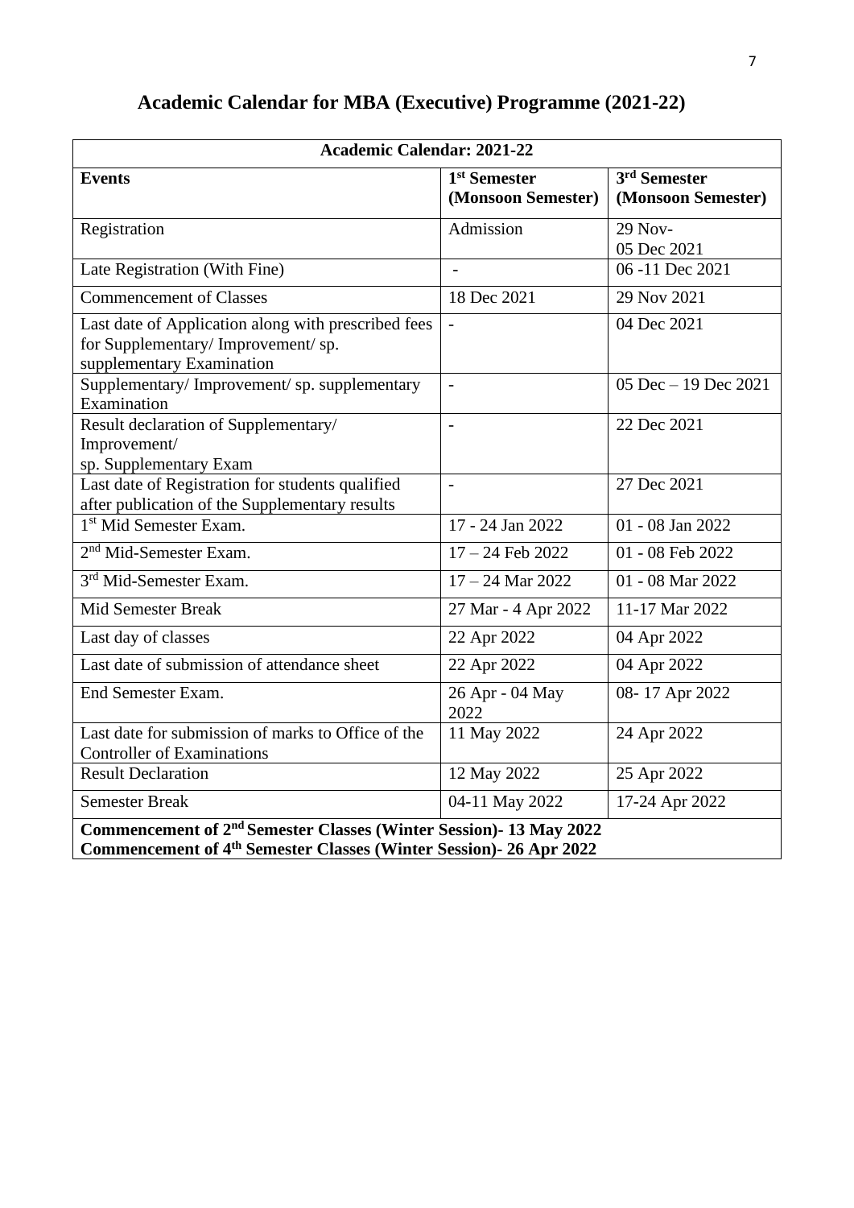# Academic Calendar for MBA (Executive) Programme (2021-22)

| Academic Calendar: 2021-22 | | |
|---|---|---|
| **Events** | **1st Semester (Monsoon Semester)** | **3rd Semester (Monsoon Semester)** |
| Registration | Admission | 29 Nov- 05 Dec 2021 |
| Late Registration (With Fine) | - | 06 -11 Dec 2021 |
| Commencement of Classes | 18 Dec 2021 | 29 Nov 2021 |
| Last date of Application along with prescribed fees for Supplementary/ Improvement/ sp. supplementary Examination | - | 04 Dec 2021 |
| Supplementary/ Improvement/ sp. supplementary Examination | - | 05 Dec – 19 Dec 2021 |
| Result declaration of Supplementary/ Improvement/ sp. Supplementary Exam | - | 22 Dec 2021 |
| Last date of Registration for students qualified after publication of the Supplementary results | - | 27 Dec 2021 |
| 1st Mid Semester Exam. | 17 - 24 Jan 2022 | 01 - 08 Jan 2022 |
| 2nd Mid-Semester Exam. | 17 – 24 Feb 2022 | 01 - 08 Feb 2022 |
| 3rd Mid-Semester Exam. | 17 – 24 Mar 2022 | 01 - 08 Mar 2022 |
| Mid Semester Break | 27 Mar - 4 Apr 2022 | 11-17 Mar 2022 |
| Last day of classes | 22 Apr 2022 | 04 Apr 2022 |
| Last date of submission of attendance sheet | 22 Apr 2022 | 04 Apr 2022 |
| End Semester Exam. | 26 Apr - 04 May 2022 | 08- 17 Apr 2022 |
| Last date for submission of marks to Office of the Controller of Examinations | 11 May 2022 | 24 Apr 2022 |
| Result Declaration | 12 May 2022 | 25 Apr 2022 |
| Semester Break | 04-11 May 2022 | 17-24 Apr 2022 |
| **Commencement of 2nd Semester Classes (Winter Session)- 13 May 2022** **Commencement of 4th Semester Classes (Winter Session)- 26 Apr 2022** | | |